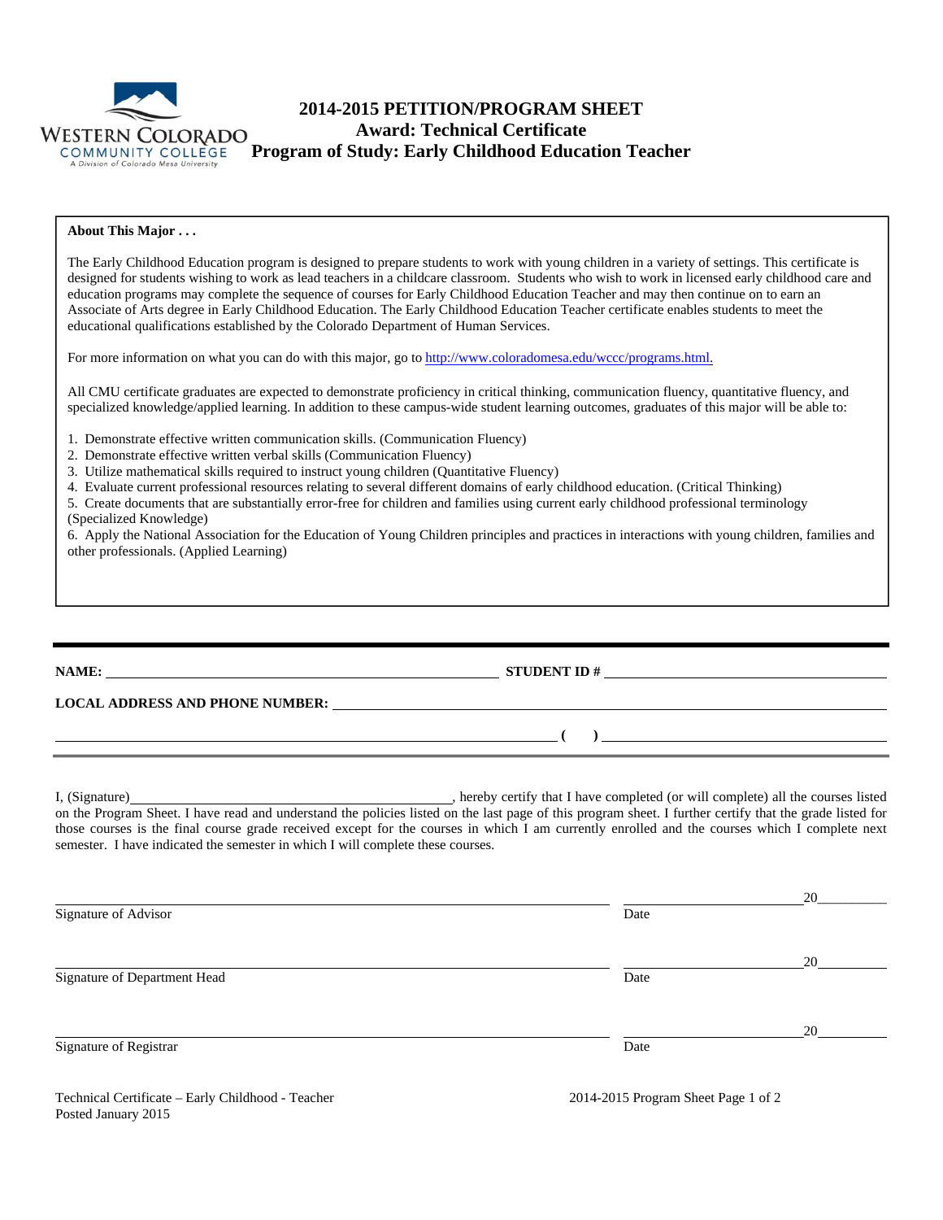Western Colorado Community College
A Division of Colorado Mesa University

# 2014-2015 PETITION/PROGRAM SHEET
## Award: Technical Certificate
## Program of Study: Early Childhood Education Teacher

**About This Major . . .**

The Early Childhood Education program is designed to prepare students to work with young children in a variety of settings. This certificate is designed for students wishing to work as lead teachers in a childcare classroom. Students who wish to work in licensed early childhood care and education programs may complete the sequence of courses for Early Childhood Education Teacher and may then continue on to earn an Associate of Arts degree in Early Childhood Education. The Early Childhood Education Teacher certificate enables students to meet the educational qualifications established by the Colorado Department of Human Services.

For more information on what you can do with this major, go to http://www.coloradomesa.edu/wccc/programs.html.

All CMU certificate graduates are expected to demonstrate proficiency in critical thinking, communication fluency, quantitative fluency, and specialized knowledge/applied learning. In addition to these campus-wide student learning outcomes, graduates of this major will be able to:

1. Demonstrate effective written communication skills. (Communication Fluency)
2. Demonstrate effective written verbal skills (Communication Fluency)
3. Utilize mathematical skills required to instruct young children (Quantitative Fluency)
4. Evaluate current professional resources relating to several different domains of early childhood education. (Critical Thinking)
5. Create documents that are substantially error-free for children and families using current early childhood professional terminology (Specialized Knowledge)
6. Apply the National Association for the Education of Young Children principles and practices in interactions with young children, families and other professionals. (Applied Learning)

---

**NAME:** ______________________________ **STUDENT ID #** ______________________________

**LOCAL ADDRESS AND PHONE NUMBER:** ______________________________

______________________________ **( )** ______________________________

I, (Signature)______________________________, hereby certify that I have completed (or will complete) all the courses listed on the Program Sheet. I have read and understand the policies listed on the last page of this program sheet. I further certify that the grade listed for those courses is the final course grade received except for the courses in which I am currently enrolled and the courses which I complete next semester. I have indicated the semester in which I will complete these courses.

______________________________ ______________ 20______
Signature of Advisor Date

______________________________ ______________ 20______
Signature of Department Head Date

______________________________ ______________ 20______
Signature of Registrar Date

Technical Certificate – Early Childhood - Teacher
Posted January 2015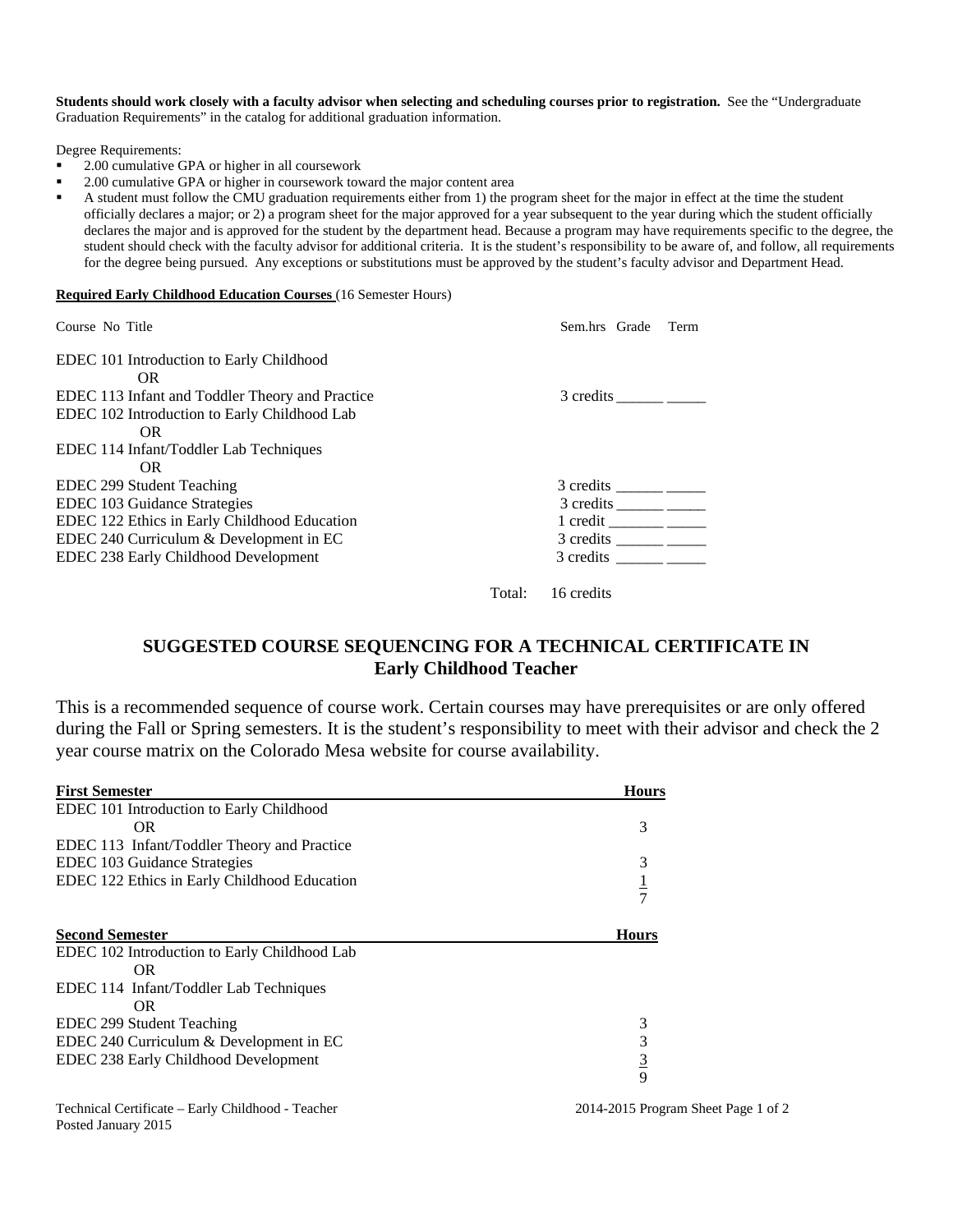**Students should work closely with a faculty advisor when selecting and scheduling courses prior to registration.** See the "Undergraduate Graduation Requirements" in the catalog for additional graduation information.

Degree Requirements:

- 2.00 cumulative GPA or higher in all coursework
- 2.00 cumulative GPA or higher in coursework toward the major content area
- A student must follow the CMU graduation requirements either from 1) the program sheet for the major in effect at the time the student officially declares a major; or 2) a program sheet for the major approved for a year subsequent to the year during which the student officially declares the major and is approved for the student by the department head. Because a program may have requirements specific to the degree, the student should check with the faculty advisor for additional criteria. It is the student's responsibility to be aware of, and follow, all requirements for the degree being pursued. Any exceptions or substitutions must be approved by the student's faculty advisor and Department Head.

**Required Early Childhood Education Courses** (16 Semester Hours)

| Course No Title | Sem.hrs | Grade | Term |
|---|---|---|---|
| EDEC 101 Introduction to Early Childhood OR EDEC 113 Infant and Toddler Theory and Practice | 3 credits | ______ | _____ |
| EDEC 102 Introduction to Early Childhood Lab OR EDEC 114 Infant/Toddler Lab Techniques OR EDEC 299 Student Teaching | 3 credits | ______ | _____ |
| EDEC 103 Guidance Strategies | 3 credits | ______ | _____ |
| EDEC 122 Ethics in Early Childhood Education | 1 credit | ______ | _____ |
| EDEC 240 Curriculum & Development in EC | 3 credits | ______ | _____ |
| EDEC 238 Early Childhood Development | 3 credits | ______ | _____ |
| Total: | 16 credits | | |

## SUGGESTED COURSE SEQUENCING FOR A TECHNICAL CERTIFICATE IN Early Childhood Teacher

This is a recommended sequence of course work. Certain courses may have prerequisites or are only offered during the Fall or Spring semesters. It is the student's responsibility to meet with their advisor and check the 2 year course matrix on the Colorado Mesa website for course availability.

| First Semester | Hours |
|---|---|
| EDEC 101 Introduction to Early Childhood OR EDEC 113 Infant/Toddler Theory and Practice | 3 |
| EDEC 103 Guidance Strategies | 3 |
| EDEC 122 Ethics in Early Childhood Education | 1 |
| | 7 |

| Second Semester | Hours |
|---|---|
| EDEC 102 Introduction to Early Childhood Lab OR EDEC 114 Infant/Toddler Lab Techniques OR EDEC 299 Student Teaching | 3 |
| EDEC 240 Curriculum & Development in EC | 3 |
| EDEC 238 Early Childhood Development | 3 |
| | 9 |

Technical Certificate – Early Childhood - Teacher
Posted January 2015

2014-2015 Program Sheet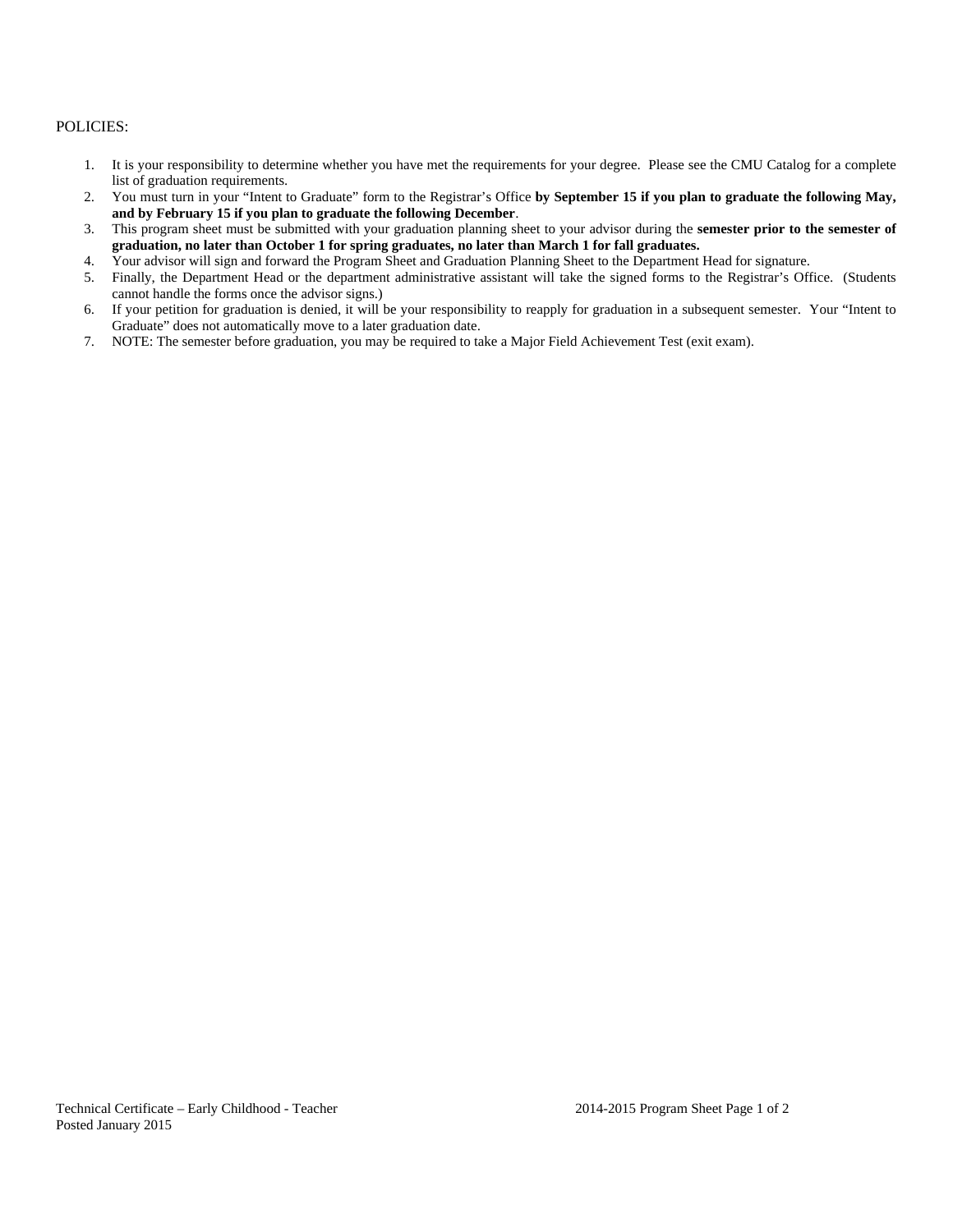POLICIES:

1. It is your responsibility to determine whether you have met the requirements for your degree. Please see the CMU Catalog for a complete list of graduation requirements.
2. You must turn in your "Intent to Graduate" form to the Registrar's Office **by September 15 if you plan to graduate the following May, and by February 15 if you plan to graduate the following December**.
3. This program sheet must be submitted with your graduation planning sheet to your advisor during the **semester prior to the semester of graduation, no later than October 1 for spring graduates, no later than March 1 for fall graduates.**
4. Your advisor will sign and forward the Program Sheet and Graduation Planning Sheet to the Department Head for signature.
5. Finally, the Department Head or the department administrative assistant will take the signed forms to the Registrar's Office. (Students cannot handle the forms once the advisor signs.)
6. If your petition for graduation is denied, it will be your responsibility to reapply for graduation in a subsequent semester. Your "Intent to Graduate" does not automatically move to a later graduation date.
7. NOTE: The semester before graduation, you may be required to take a Major Field Achievement Test (exit exam).